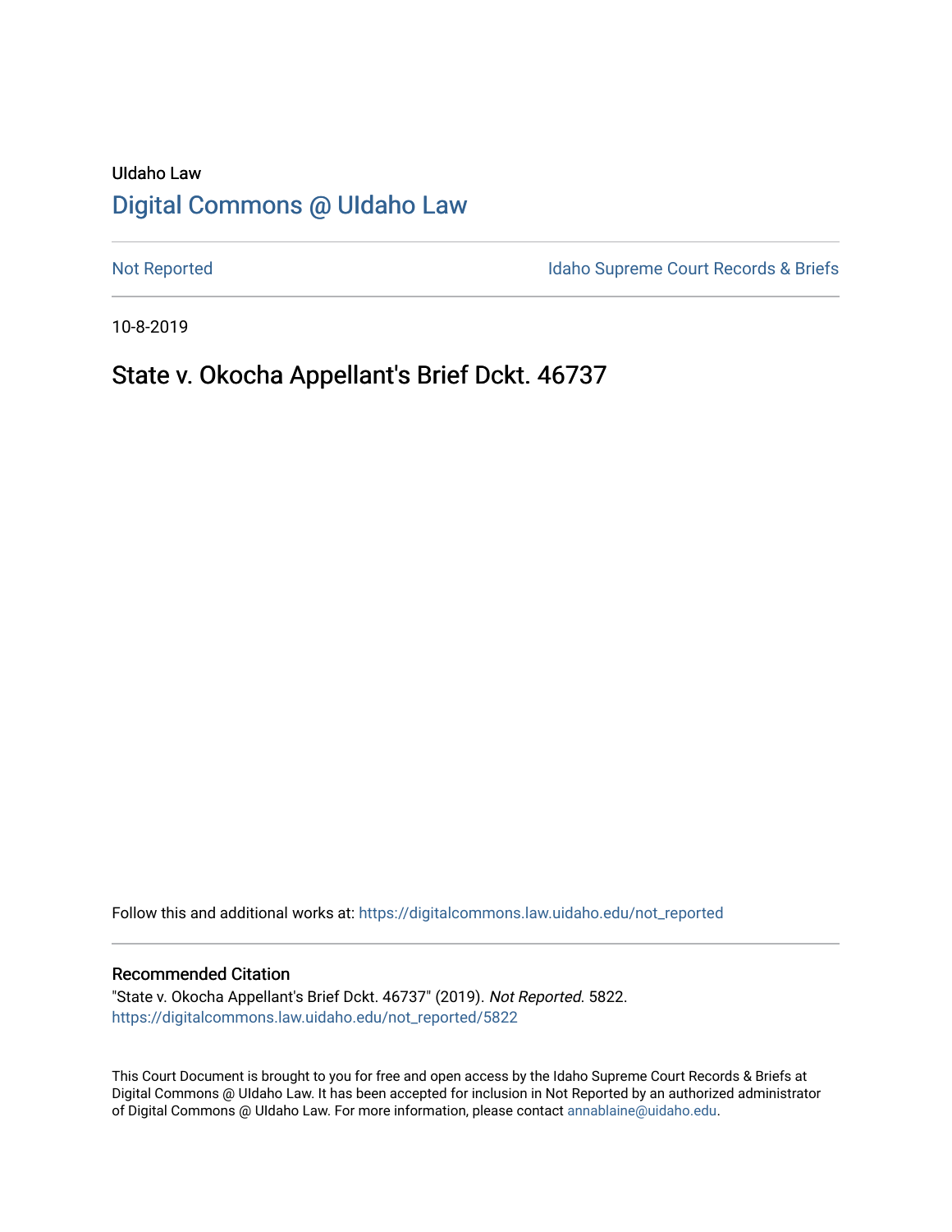UIdaho Law

# Digital Commons @ UIdaho Law

Not Reported

Idaho Supreme Court Records & Briefs

10-8-2019

## State v. Okocha Appellant's Brief Dckt. 46737

Follow this and additional works at: https://digitalcommons.law.uidaho.edu/not_reported

### Recommended Citation

"State v. Okocha Appellant's Brief Dckt. 46737" (2019). *Not Reported*. 5822.
https://digitalcommons.law.uidaho.edu/not_reported/5822

This Court Document is brought to you for free and open access by the Idaho Supreme Court Records & Briefs at Digital Commons @ UIdaho Law. It has been accepted for inclusion in Not Reported by an authorized administrator of Digital Commons @ UIdaho Law. For more information, please contact annablaine@uidaho.edu.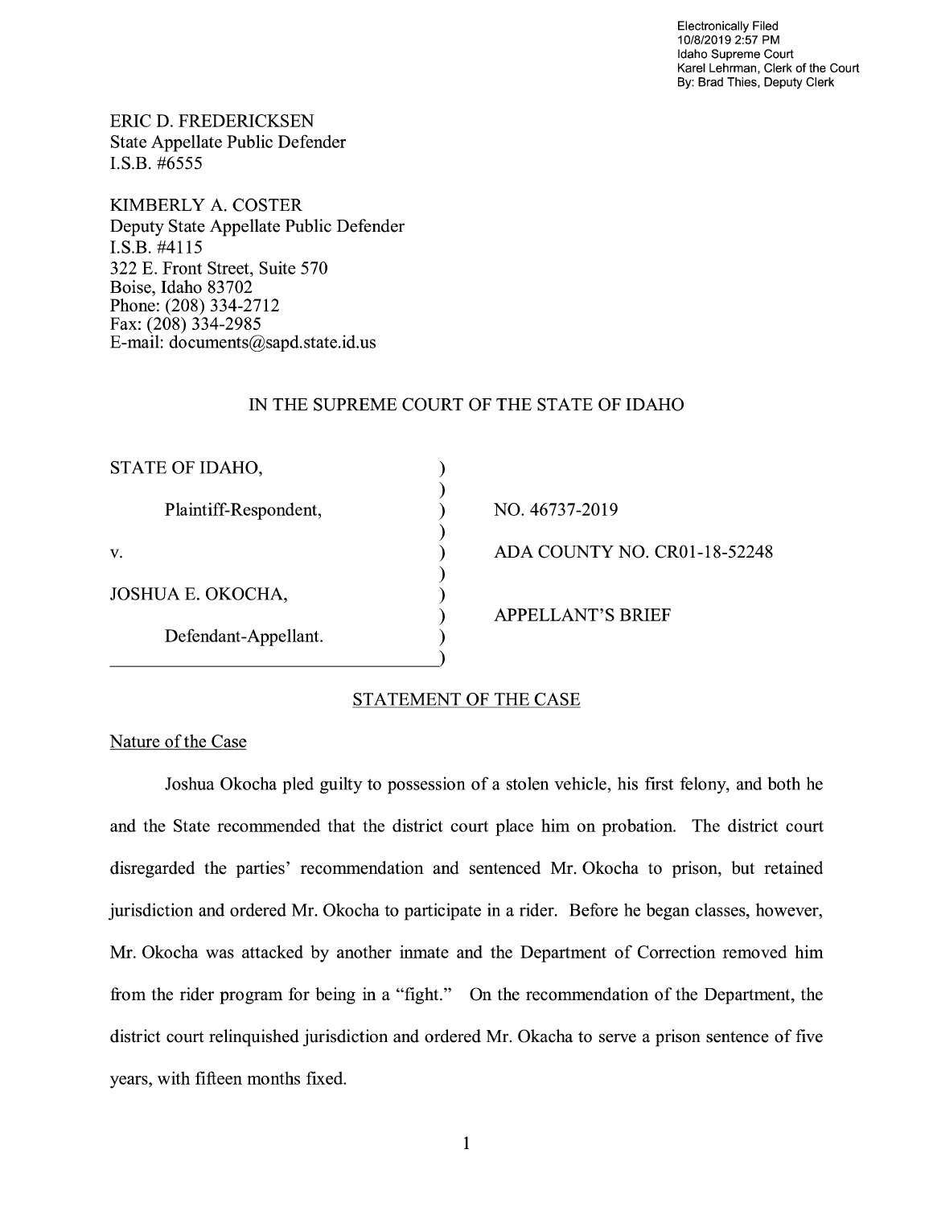Electronically Filed
10/8/2019 2:57 PM
Idaho Supreme Court
Karel Lehrman, Clerk of the Court
By: Brad Thies, Deputy Clerk

ERIC D. FREDERICKSEN
State Appellate Public Defender
I.S.B. #6555

KIMBERLY A. COSTER
Deputy State Appellate Public Defender
I.S.B. #4115
322 E. Front Street, Suite 570
Boise, Idaho 83702
Phone: (208) 334-2712
Fax: (208) 334-2985
E-mail: documents@sapd.state.id.us

IN THE SUPREME COURT OF THE STATE OF IDAHO

| | |
|---|---|
| STATE OF IDAHO, | |
| Plaintiff-Respondent, | NO. 46737-2019 |
| v. | ADA COUNTY NO. CR01-18-52248 |
| JOSHUA E. OKOCHA, | APPELLANT'S BRIEF |
| Defendant-Appellant. | |

## STATEMENT OF THE CASE

### Nature of the Case

Joshua Okocha pled guilty to possession of a stolen vehicle, his first felony, and both he and the State recommended that the district court place him on probation. The district court disregarded the parties' recommendation and sentenced Mr. Okocha to prison, but retained jurisdiction and ordered Mr. Okocha to participate in a rider. Before he began classes, however, Mr. Okocha was attacked by another inmate and the Department of Correction removed him from the rider program for being in a "fight." On the recommendation of the Department, the district court relinquished jurisdiction and ordered Mr. Okacha to serve a prison sentence of five years, with fifteen months fixed.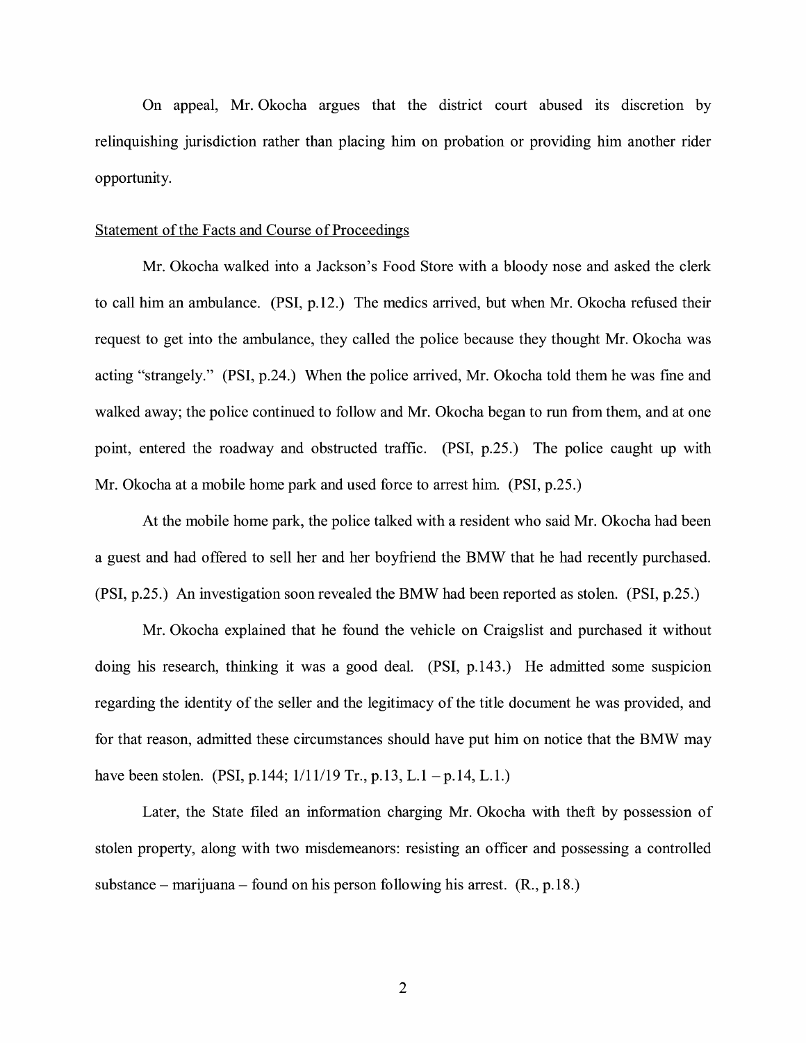On appeal, Mr. Okocha argues that the district court abused its discretion by relinquishing jurisdiction rather than placing him on probation or providing him another rider opportunity.

Statement of the Facts and Course of Proceedings

Mr. Okocha walked into a Jackson's Food Store with a bloody nose and asked the clerk to call him an ambulance. (PSI, p.12.) The medics arrived, but when Mr. Okocha refused their request to get into the ambulance, they called the police because they thought Mr. Okocha was acting "strangely." (PSI, p.24.) When the police arrived, Mr. Okocha told them he was fine and walked away; the police continued to follow and Mr. Okocha began to run from them, and at one point, entered the roadway and obstructed traffic. (PSI, p.25.) The police caught up with Mr. Okocha at a mobile home park and used force to arrest him. (PSI, p.25.)

At the mobile home park, the police talked with a resident who said Mr. Okocha had been a guest and had offered to sell her and her boyfriend the BMW that he had recently purchased. (PSI, p.25.) An investigation soon revealed the BMW had been reported as stolen. (PSI, p.25.)

Mr. Okocha explained that he found the vehicle on Craigslist and purchased it without doing his research, thinking it was a good deal. (PSI, p.143.) He admitted some suspicion regarding the identity of the seller and the legitimacy of the title document he was provided, and for that reason, admitted these circumstances should have put him on notice that the BMW may have been stolen. (PSI, p.144; 1/11/19 Tr., p.13, L.1 – p.14, L.1.)

Later, the State filed an information charging Mr. Okocha with theft by possession of stolen property, along with two misdemeanors: resisting an officer and possessing a controlled substance – marijuana – found on his person following his arrest. (R., p.18.)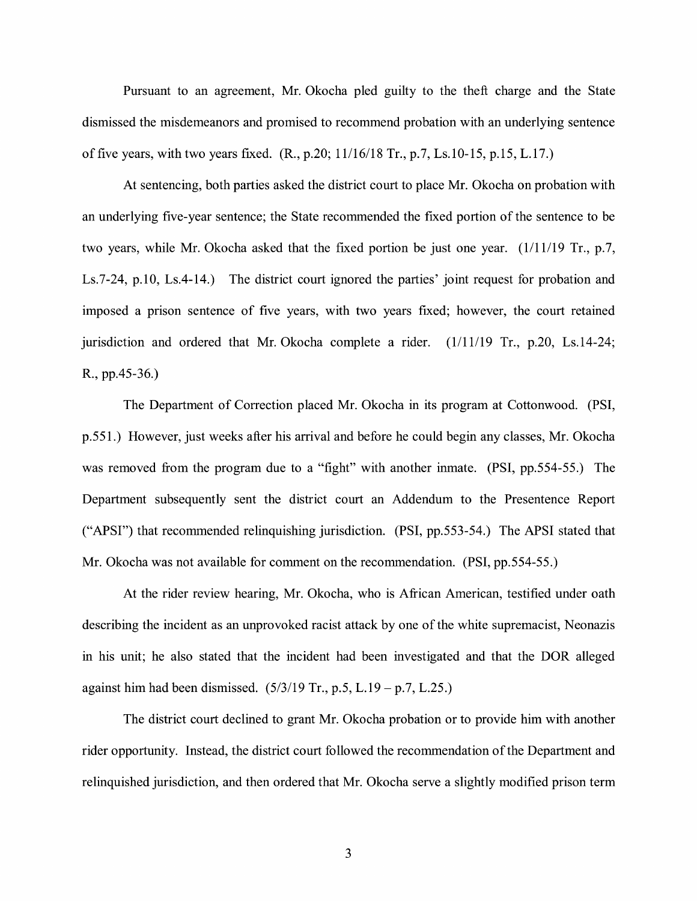Pursuant to an agreement, Mr. Okocha pled guilty to the theft charge and the State dismissed the misdemeanors and promised to recommend probation with an underlying sentence of five years, with two years fixed. (R., p.20; 11/16/18 Tr., p.7, Ls.10-15, p.15, L.17.)

At sentencing, both parties asked the district court to place Mr. Okocha on probation with an underlying five-year sentence; the State recommended the fixed portion of the sentence to be two years, while Mr. Okocha asked that the fixed portion be just one year. (1/11/19 Tr., p.7, Ls.7-24, p.10, Ls.4-14.) The district court ignored the parties' joint request for probation and imposed a prison sentence of five years, with two years fixed; however, the court retained jurisdiction and ordered that Mr. Okocha complete a rider. (1/11/19 Tr., p.20, Ls.14-24; R., pp.45-36.)

The Department of Correction placed Mr. Okocha in its program at Cottonwood. (PSI, p.551.) However, just weeks after his arrival and before he could begin any classes, Mr. Okocha was removed from the program due to a "fight" with another inmate. (PSI, pp.554-55.) The Department subsequently sent the district court an Addendum to the Presentence Report ("APSI") that recommended relinquishing jurisdiction. (PSI, pp.553-54.) The APSI stated that Mr. Okocha was not available for comment on the recommendation. (PSI, pp.554-55.)

At the rider review hearing, Mr. Okocha, who is African American, testified under oath describing the incident as an unprovoked racist attack by one of the white supremacist, Neonazis in his unit; he also stated that the incident had been investigated and that the DOR alleged against him had been dismissed. (5/3/19 Tr., p.5, L.19 – p.7, L.25.)

The district court declined to grant Mr. Okocha probation or to provide him with another rider opportunity. Instead, the district court followed the recommendation of the Department and relinquished jurisdiction, and then ordered that Mr. Okocha serve a slightly modified prison term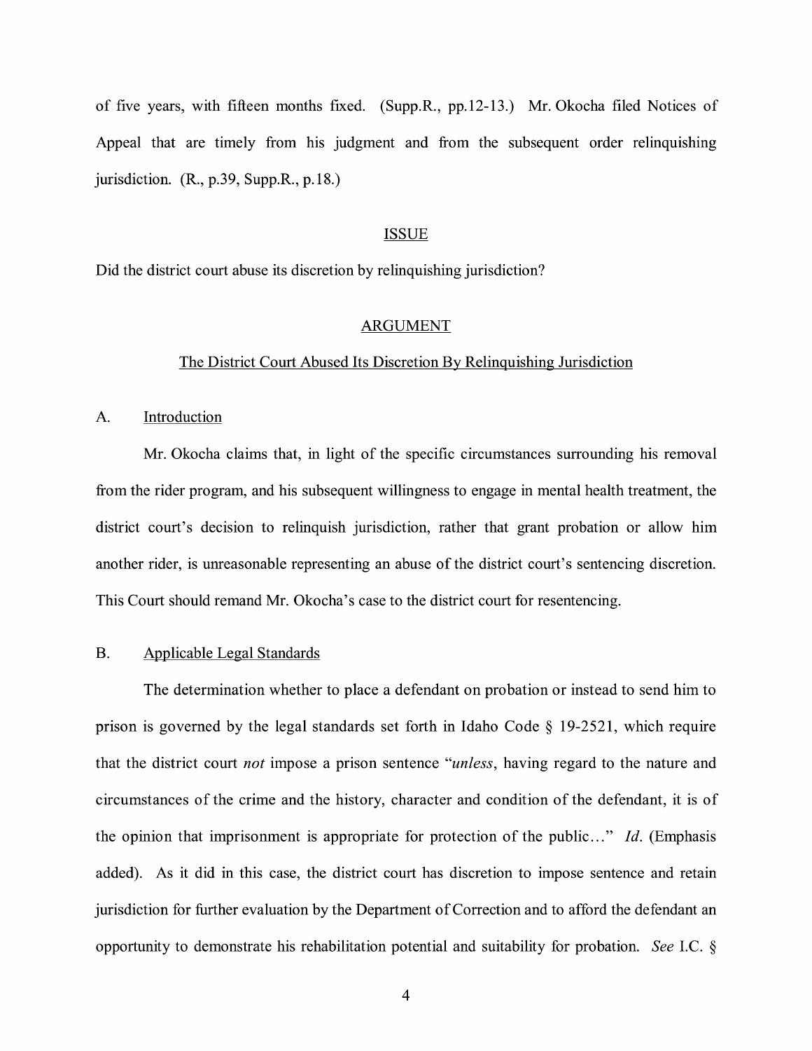of five years, with fifteen months fixed. (Supp.R., pp.12-13.) Mr. Okocha filed Notices of Appeal that are timely from his judgment and from the subsequent order relinquishing jurisdiction. (R., p.39, Supp.R., p.18.)

## ISSUE

Did the district court abuse its discretion by relinquishing jurisdiction?

## ARGUMENT

### The District Court Abused Its Discretion By Relinquishing Jurisdiction

#### A. Introduction

Mr. Okocha claims that, in light of the specific circumstances surrounding his removal from the rider program, and his subsequent willingness to engage in mental health treatment, the district court's decision to relinquish jurisdiction, rather that grant probation or allow him another rider, is unreasonable representing an abuse of the district court's sentencing discretion. This Court should remand Mr. Okocha's case to the district court for resentencing.

#### B. Applicable Legal Standards

The determination whether to place a defendant on probation or instead to send him to prison is governed by the legal standards set forth in Idaho Code § 19-2521, which require that the district court *not* impose a prison sentence "*unless*, having regard to the nature and circumstances of the crime and the history, character and condition of the defendant, it is of the opinion that imprisonment is appropriate for protection of the public..." *Id*. (Emphasis added). As it did in this case, the district court has discretion to impose sentence and retain jurisdiction for further evaluation by the Department of Correction and to afford the defendant an opportunity to demonstrate his rehabilitation potential and suitability for probation. *See* I.C. §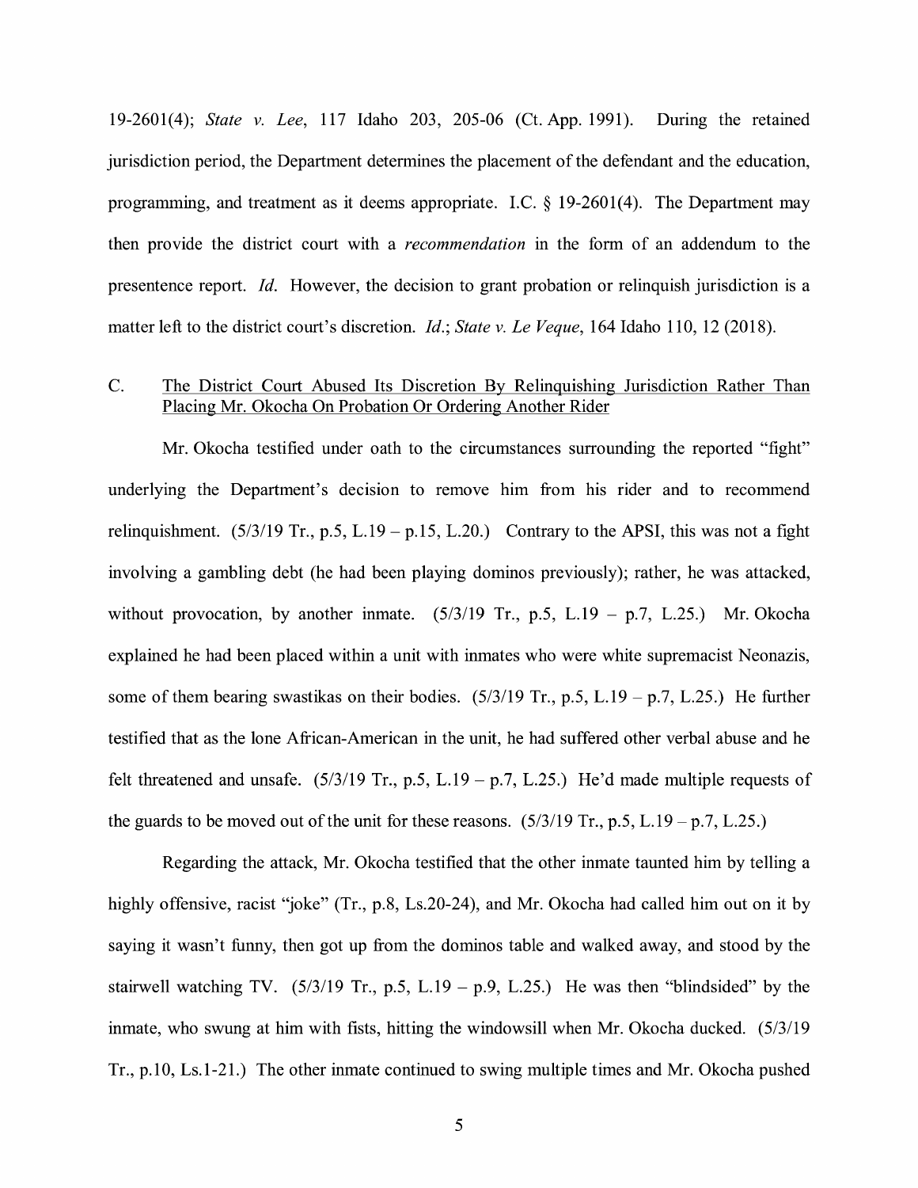19-2601(4); *State v. Lee*, 117 Idaho 203, 205-06 (Ct. App. 1991). During the retained jurisdiction period, the Department determines the placement of the defendant and the education, programming, and treatment as it deems appropriate. I.C. § 19-2601(4). The Department may then provide the district court with a *recommendation* in the form of an addendum to the presentence report. *Id.* However, the decision to grant probation or relinquish jurisdiction is a matter left to the district court's discretion. *Id.*; *State v. Le Veque*, 164 Idaho 110, 12 (2018).

## C. <u>The District Court Abused Its Discretion By Relinquishing Jurisdiction Rather Than Placing Mr. Okocha On Probation Or Ordering Another Rider</u>

Mr. Okocha testified under oath to the circumstances surrounding the reported "fight" underlying the Department's decision to remove him from his rider and to recommend relinquishment. (5/3/19 Tr., p.5, L.19 – p.15, L.20.) Contrary to the APSI, this was not a fight involving a gambling debt (he had been playing dominos previously); rather, he was attacked, without provocation, by another inmate. (5/3/19 Tr., p.5, L.19 – p.7, L.25.) Mr. Okocha explained he had been placed within a unit with inmates who were white supremacist Neonazis, some of them bearing swastikas on their bodies. (5/3/19 Tr., p.5, L.19 – p.7, L.25.) He further testified that as the lone African-American in the unit, he had suffered other verbal abuse and he felt threatened and unsafe. (5/3/19 Tr., p.5, L.19 – p.7, L.25.) He'd made multiple requests of the guards to be moved out of the unit for these reasons. (5/3/19 Tr., p.5, L.19 – p.7, L.25.)

Regarding the attack, Mr. Okocha testified that the other inmate taunted him by telling a highly offensive, racist "joke" (Tr., p.8, Ls.20-24), and Mr. Okocha had called him out on it by saying it wasn't funny, then got up from the dominos table and walked away, and stood by the stairwell watching TV. (5/3/19 Tr., p.5, L.19 – p.9, L.25.) He was then "blindsided" by the inmate, who swung at him with fists, hitting the windowsill when Mr. Okocha ducked. (5/3/19 Tr., p.10, Ls.1-21.) The other inmate continued to swing multiple times and Mr. Okocha pushed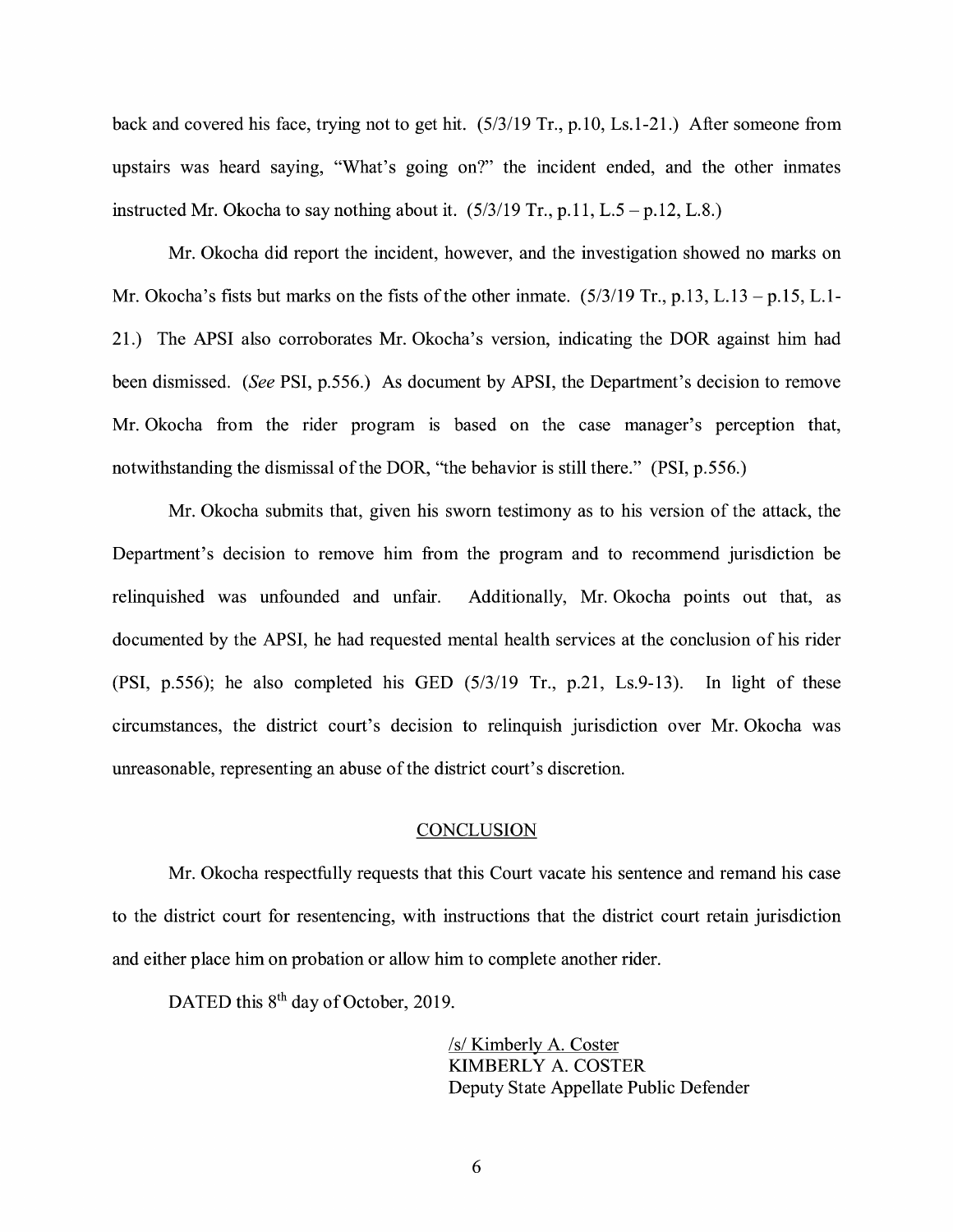back and covered his face, trying not to get hit. (5/3/19 Tr., p.10, Ls.1-21.) After someone from upstairs was heard saying, "What's going on?" the incident ended, and the other inmates instructed Mr. Okocha to say nothing about it. (5/3/19 Tr., p.11, L.5 – p.12, L.8.)

Mr. Okocha did report the incident, however, and the investigation showed no marks on Mr. Okocha's fists but marks on the fists of the other inmate. (5/3/19 Tr., p.13, L.13 – p.15, L.1-21.) The APSI also corroborates Mr. Okocha's version, indicating the DOR against him had been dismissed. (*See* PSI, p.556.) As document by APSI, the Department's decision to remove Mr. Okocha from the rider program is based on the case manager's perception that, notwithstanding the dismissal of the DOR, "the behavior is still there." (PSI, p.556.)

Mr. Okocha submits that, given his sworn testimony as to his version of the attack, the Department's decision to remove him from the program and to recommend jurisdiction be relinquished was unfounded and unfair. Additionally, Mr. Okocha points out that, as documented by the APSI, he had requested mental health services at the conclusion of his rider (PSI, p.556); he also completed his GED (5/3/19 Tr., p.21, Ls.9-13). In light of these circumstances, the district court's decision to relinquish jurisdiction over Mr. Okocha was unreasonable, representing an abuse of the district court's discretion.

## CONCLUSION

Mr. Okocha respectfully requests that this Court vacate his sentence and remand his case to the district court for resentencing, with instructions that the district court retain jurisdiction and either place him on probation or allow him to complete another rider.

DATED this 8th day of October, 2019.

/s/ Kimberly A. Coster
KIMBERLY A. COSTER
Deputy State Appellate Public Defender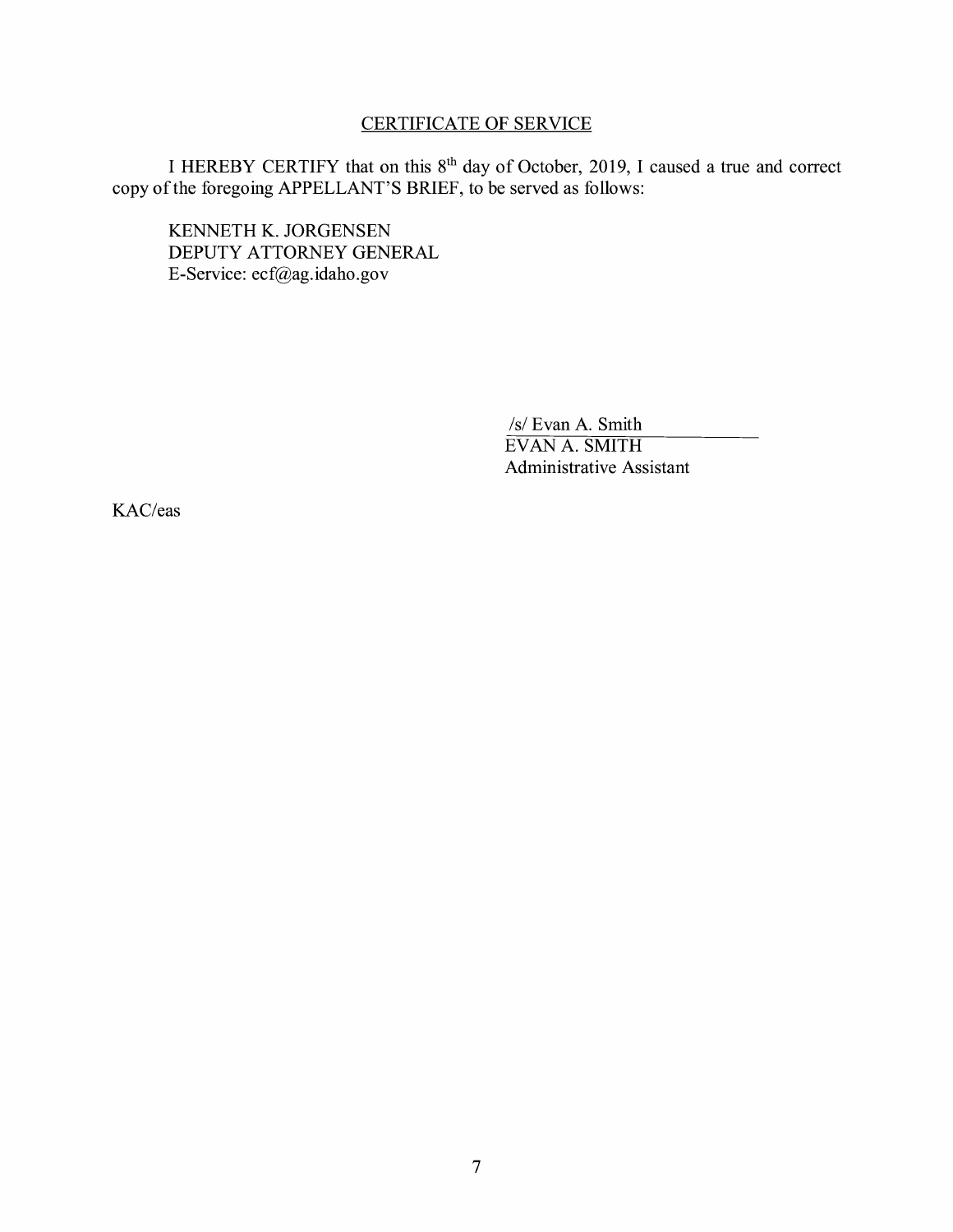## CERTIFICATE OF SERVICE

I HEREBY CERTIFY that on this 8th day of October, 2019, I caused a true and correct copy of the foregoing APPELLANT'S BRIEF, to be served as follows:

KENNETH K. JORGENSEN
DEPUTY ATTORNEY GENERAL
E-Service: ecf@ag.idaho.gov

/s/ Evan A. Smith
EVAN A. SMITH
Administrative Assistant

KAC/eas